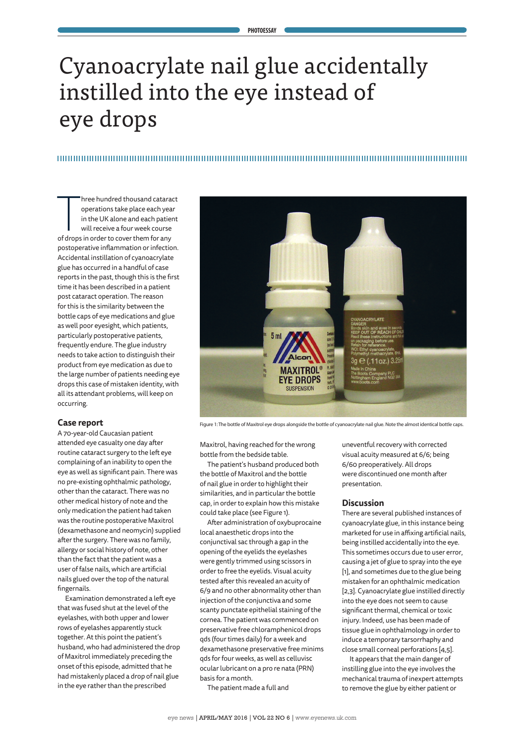# Cyanoacrylate nail glue accidentally instilled into the eye instead of eye drops

Three hundred thousand cataract operations take place each year in the UK alone and each patient will receive a four week course of drops in order to cover them for any postoperative inflammation or infection. Accidental instillation of cyanoacrylate glue has occurred in a handful of case reports in the past, though this is the first time it has been described in a patient post cataract operation. The reason for this is the similarity between the bottle caps of eye medications and glue as well poor eyesight, which patients, particularly postoperative patients, frequently endure. The glue industry needs to take action to distinguish their product from eye medication as due to the large number of patients needing eye drops this case of mistaken identity, with all its attendant problems, will keep on occurring.

## Case report

A 70-year-old Caucasian patient attended eye casualty one day after routine cataract surgery to the left eye complaining of an inability to open the eye as well as significant pain. There was no pre-existing ophthalmic pathology, other than the cataract. There was no other medical history of note and the only medication the patient had taken was the routine postoperative Maxitrol (dexamethasone and neomycin) supplied after the surgery. There was no family, allergy or social history of note, other than the fact that the patient was a user of false nails, which are artificial nails glued over the top of the natural fingernails.

Examination demonstrated a left eye that was fused shut at the level of the eyelashes, with both upper and lower rows of eyelashes apparently stuck together. At this point the patient's husband, who had administered the drop of Maxitrol immediately preceding the onset of this episode, admitted that he had mistakenly placed a drop of nail glue in the eye rather than the prescribed Maxitrol, having reached for the wrong bottle from the bedside table.

Figure 1: The bottle of Maxitrol eye drops alongside the bottle of cyanoacrylate nail glue. Note the almost identical bottle caps.

The patient's husband produced both the bottle of Maxitrol and the bottle of nail glue in order to highlight their similarities, and in particular the bottle cap, in order to explain how this mistake could take place (see Figure 1).

After administration of oxybuprocaine local anaesthetic drops into the conjunctival sac through a gap in the opening of the eyelids the eyelashes were gently trimmed using scissors in order to free the eyelids. Visual acuity tested after this revealed an acuity of 6/9 and no other abnormality other than injection of the conjunctiva and some scanty punctate epithelial staining of the cornea. The patient was commenced on preservative free chloramphenicol drops qds (four times daily) for a week and dexamethasone preservative free minims qds for four weeks, as well as celluvisc ocular lubricant on a pro re nata (PRN) basis for a month.

The patient made a full and uneventful recovery with corrected visual acuity measured at 6/6; being 6/60 preoperatively. All drops were discontinued one month after presentation.

## Discussion

There are several published instances of cyanoacrylate glue, in this instance being marketed for use in affixing artificial nails, being instilled accidentally into the eye. This sometimes occurs due to user error, causing a jet of glue to spray into the eye [1], and sometimes due to the glue being mistaken for an ophthalmic medication [2,3]. Cyanoacrylate glue instilled directly into the eye does not seem to cause significant thermal, chemical or toxic injury. Indeed, use has been made of tissue glue in ophthalmology in order to induce a temporary tarsorrhaphy and close small corneal perforations [4,5].

It appears that the main danger of instilling glue into the eye involves the mechanical trauma of inexpert attempts to remove the glue by either patient or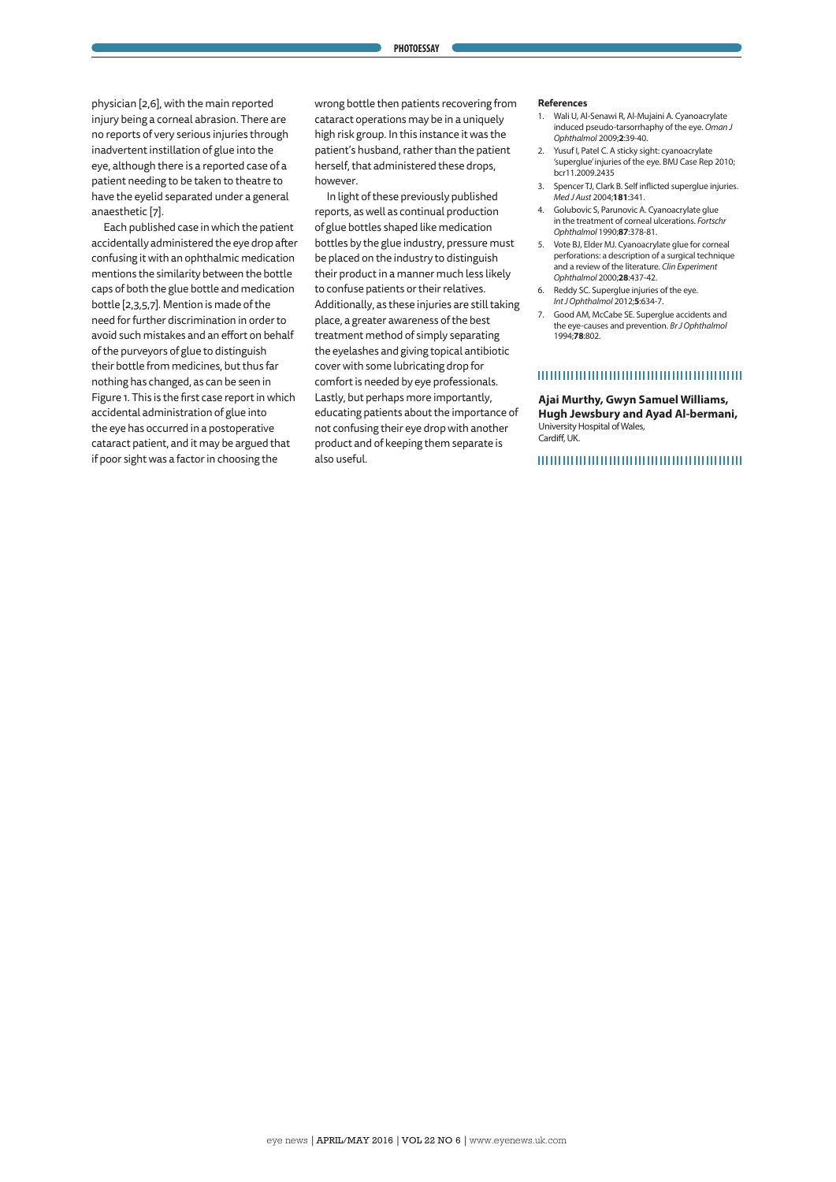physician [2,6], with the main reported injury being a corneal abrasion. There are no reports of very serious injuries through inadvertent instillation of glue into the eye, although there is a reported case of a patient needing to be taken to theatre to have the eyelid separated under a general anaesthetic [7].

Each published case in which the patient accidentally administered the eye drop after confusing it with an ophthalmic medication mentions the similarity between the bottle caps of both the glue bottle and medication bottle [2,3,5,7]. Mention is made of the need for further discrimination in order to avoid such mistakes and an effort on behalf of the purveyors of glue to distinguish their bottle from medicines, but thus far nothing has changed, as can be seen in Figure 1. This is the first case report in which accidental administration of glue into the eye has occurred in a postoperative cataract patient, and it may be argued that if poor sight was a factor in choosing the wrong bottle then patients recovering from cataract operations may be in a uniquely high risk group. In this instance it was the patient's husband, rather than the patient herself, that administered these drops, however.

In light of these previously published reports, as well as continual production of glue bottles shaped like medication bottles by the glue industry, pressure must be placed on the industry to distinguish their product in a manner much less likely to confuse patients or their relatives. Additionally, as these injuries are still taking place, a greater awareness of the best treatment method of simply separating the eyelashes and giving topical antibiotic cover with some lubricating drop for comfort is needed by eye professionals. Lastly, but perhaps more importantly, educating patients about the importance of not confusing their eye drop with another product and of keeping them separate is also useful.

**References**

1. Wali U, Al-Senawi R, Al-Mujaini A. Cyanoacrylate induced pseudo-tarsorrhaphy of the eye. *Oman J Ophthalmol* 2009;**2**:39-40.
2. Yusuf I, Patel C. A sticky sight: cyanoacrylate 'superglue' injuries of the eye. BMJ Case Rep 2010; bcr11.2009.2435
3. Spencer TJ, Clark B. Self inflicted superglue injuries. *Med J Aust* 2004;**181**:341.
4. Golubovic S, Parunovic A. Cyanoacrylate glue in the treatment of corneal ulcerations. *Fortschr Ophthalmol* 1990;**87**:378-81.
5. Vote BJ, Elder MJ. Cyanoacrylate glue for corneal perforations: a description of a surgical technique and a review of the literature. *Clin Experiment Ophthalmol* 2000;**28**:437-42.
6. Reddy SC. Superglue injuries of the eye. *Int J Ophthalmol* 2012;**5**:634-7.
7. Good AM, McCabe SE. Superglue accidents and the eye-causes and prevention. *Br J Ophthalmol* 1994;**78**:802.

**Ajai Murthy, Gwyn Samuel Williams, Hugh Jewsbury and Ayad Al-bermani,**
University Hospital of Wales,
Cardiff, UK.